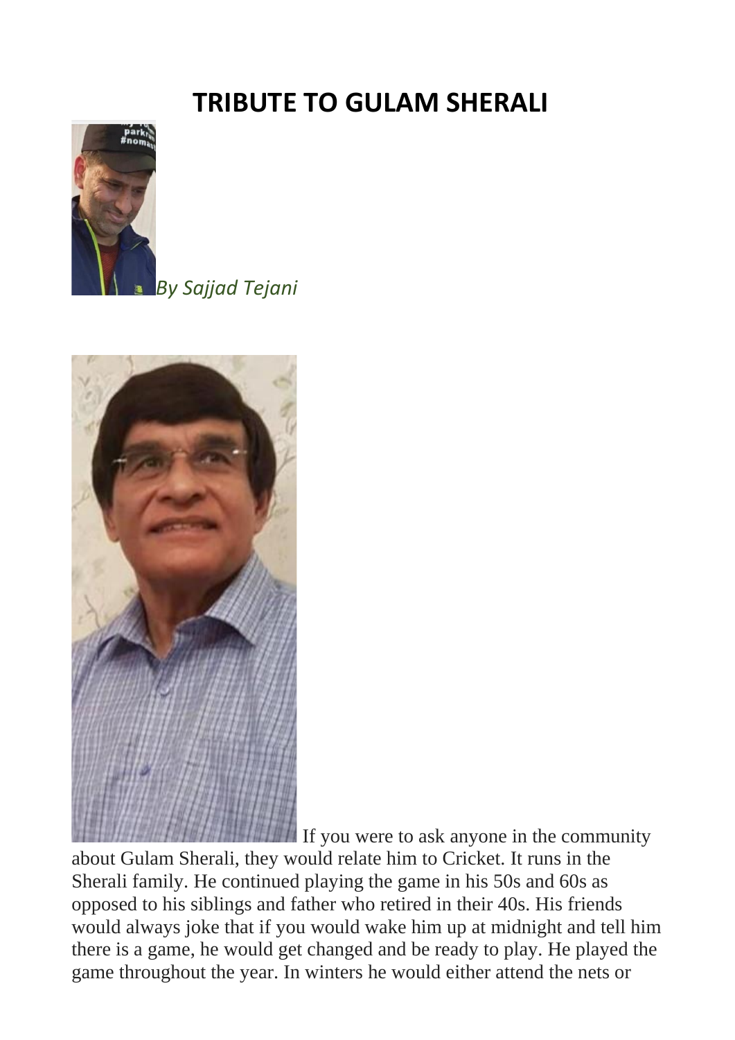# TRIBUTE TO GULAM SHERALI

*By Sajjad Tejani*

If you were to ask anyone in the community about Gulam Sherali, they would relate him to Cricket. It runs in the Sherali family. He continued playing the game in his 50s and 60s as opposed to his siblings and father who retired in their 40s. His friends would always joke that if you would wake him up at midnight and tell him there is a game, he would get changed and be ready to play. He played the game throughout the year. In winters he would either attend the nets or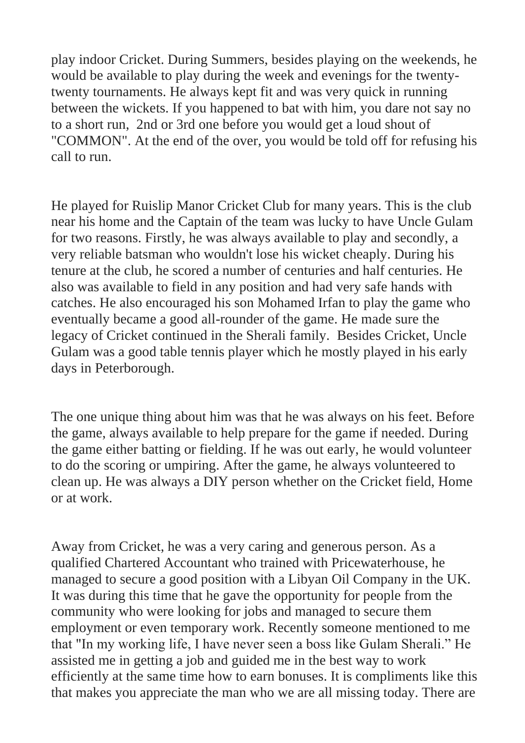play indoor Cricket. During Summers, besides playing on the weekends, he would be available to play during the week and evenings for the twenty-twenty tournaments. He always kept fit and was very quick in running between the wickets. If you happened to bat with him, you dare not say no to a short run, 2nd or 3rd one before you would get a loud shout of "COMMON". At the end of the over, you would be told off for refusing his call to run.

He played for Ruislip Manor Cricket Club for many years. This is the club near his home and the Captain of the team was lucky to have Uncle Gulam for two reasons. Firstly, he was always available to play and secondly, a very reliable batsman who wouldn't lose his wicket cheaply. During his tenure at the club, he scored a number of centuries and half centuries. He also was available to field in any position and had very safe hands with catches. He also encouraged his son Mohamed Irfan to play the game who eventually became a good all-rounder of the game. He made sure the legacy of Cricket continued in the Sherali family. Besides Cricket, Uncle Gulam was a good table tennis player which he mostly played in his early days in Peterborough.

The one unique thing about him was that he was always on his feet. Before the game, always available to help prepare for the game if needed. During the game either batting or fielding. If he was out early, he would volunteer to do the scoring or umpiring. After the game, he always volunteered to clean up. He was always a DIY person whether on the Cricket field, Home or at work.

Away from Cricket, he was a very caring and generous person. As a qualified Chartered Accountant who trained with Pricewaterhouse, he managed to secure a good position with a Libyan Oil Company in the UK. It was during this time that he gave the opportunity for people from the community who were looking for jobs and managed to secure them employment or even temporary work. Recently someone mentioned to me that "In my working life, I have never seen a boss like Gulam Sherali." He assisted me in getting a job and guided me in the best way to work efficiently at the same time how to earn bonuses. It is compliments like this that makes you appreciate the man who we are all missing today. There are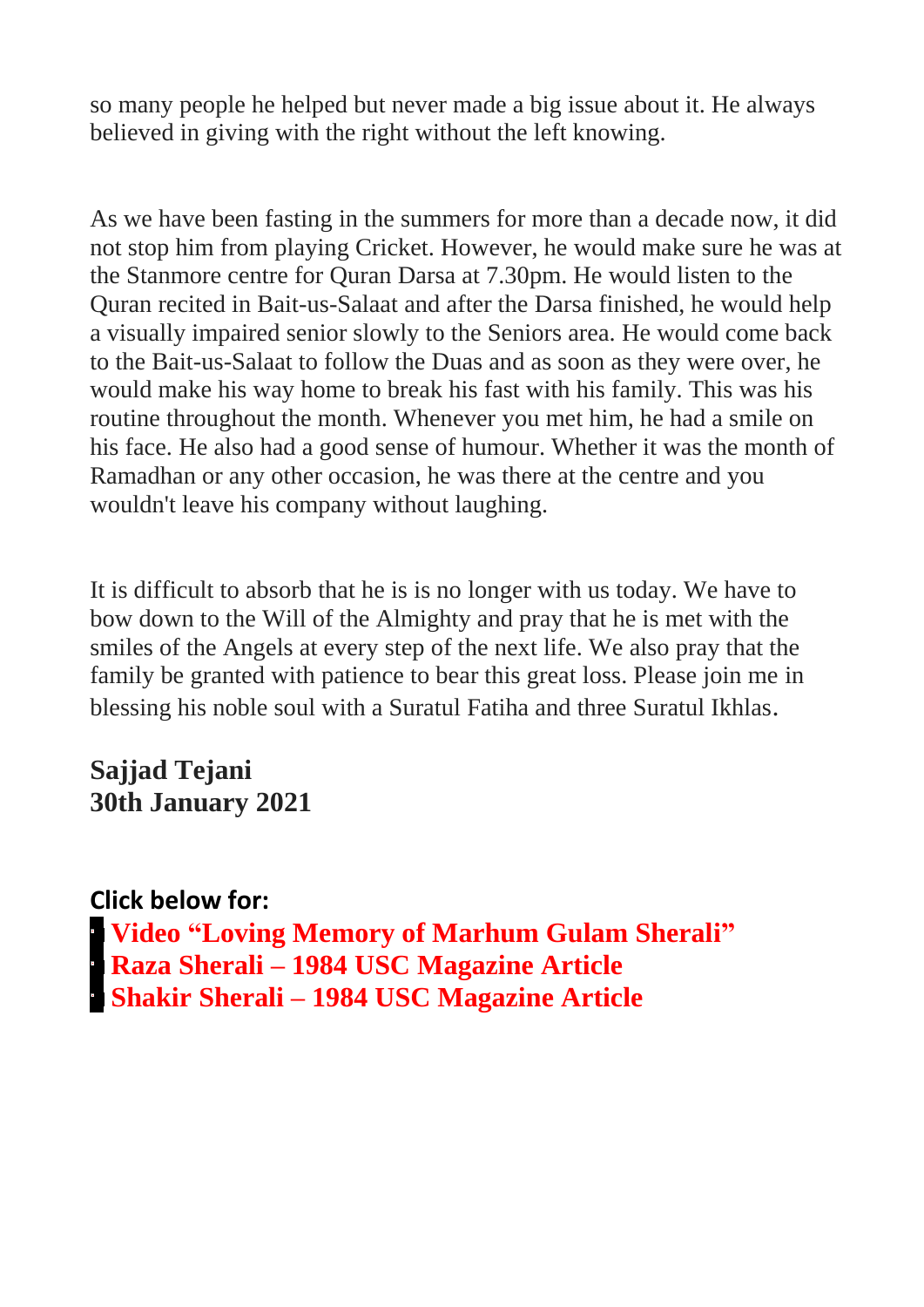so many people he helped but never made a big issue about it. He always believed in giving with the right without the left knowing.

As we have been fasting in the summers for more than a decade now, it did not stop him from playing Cricket. However, he would make sure he was at the Stanmore centre for Quran Darsa at 7.30pm. He would listen to the Quran recited in Bait-us-Salaat and after the Darsa finished, he would help a visually impaired senior slowly to the Seniors area. He would come back to the Bait-us-Salaat to follow the Duas and as soon as they were over, he would make his way home to break his fast with his family. This was his routine throughout the month. Whenever you met him, he had a smile on his face. He also had a good sense of humour. Whether it was the month of Ramadhan or any other occasion, he was there at the centre and you wouldn't leave his company without laughing.

It is difficult to absorb that he is is no longer with us today. We have to bow down to the Will of the Almighty and pray that he is met with the smiles of the Angels at every step of the next life. We also pray that the family be granted with patience to bear this great loss. Please join me in blessing his noble soul with a Suratul Fatiha and three Suratul Ikhlas.

**Sajjad Tejani**
**30th January 2021**

**Click below for:**

- **Video "Loving Memory of Marhum Gulam Sherali"**
- **Raza Sherali – 1984 USC Magazine Article**
- **Shakir Sherali – 1984 USC Magazine Article**